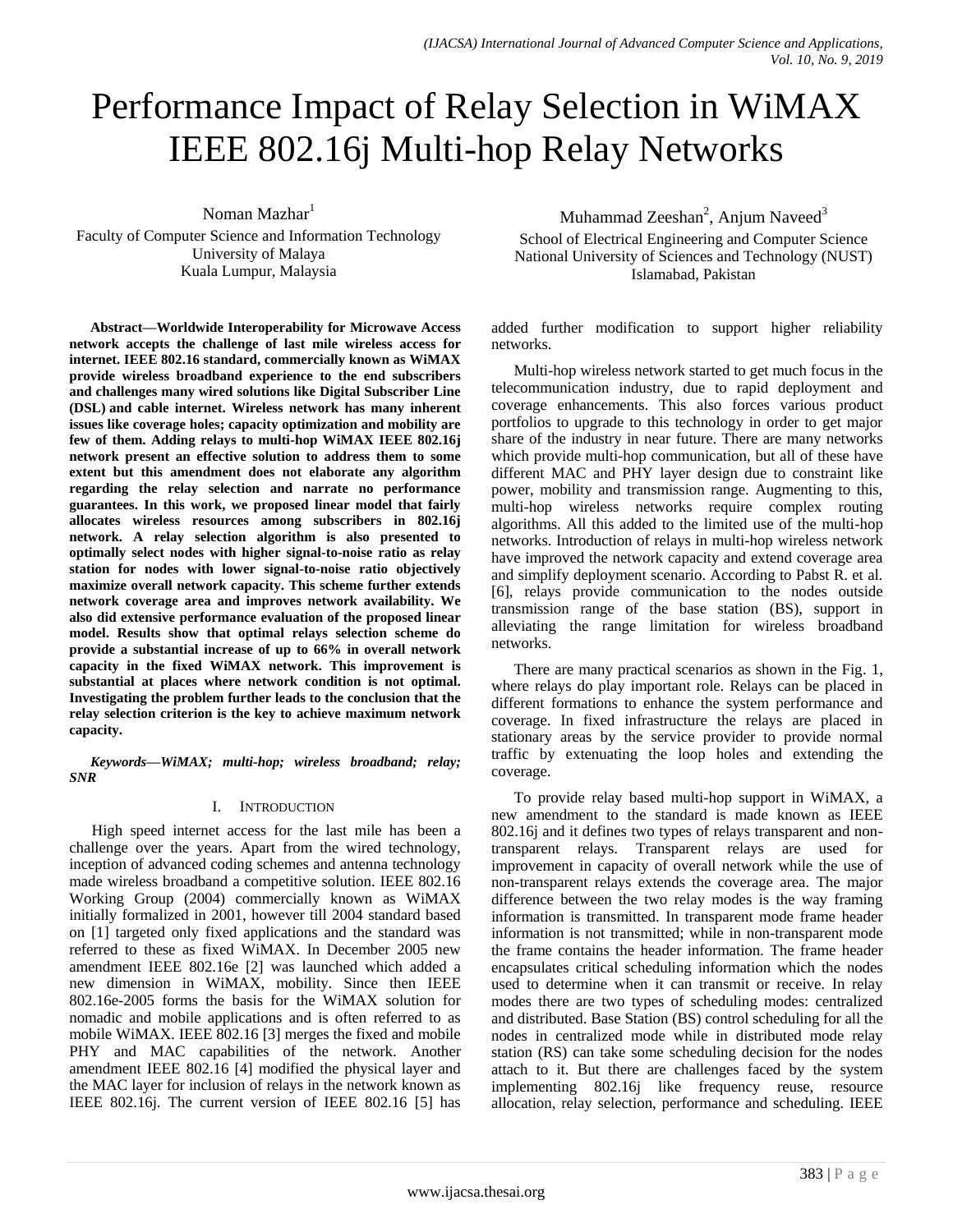# Performance Impact of Relay Selection in WiMAX IEEE 802.16j Multi-hop Relay Networks

Noman Mazhar[1]
Faculty of Computer Science and Information Technology
University of Malaya
Kuala Lumpur, Malaysia

Muhammad Zeeshan[2], Anjum Naveed[3]
School of Electrical Engineering and Computer Science
National University of Sciences and Technology (NUST)
Islamabad, Pakistan

***Abstract*—Worldwide Interoperability for Microwave Access network accepts the challenge of last mile wireless access for internet. IEEE 802.16 standard, commercially known as WiMAX provide wireless broadband experience to the end subscribers and challenges many wired solutions like Digital Subscriber Line (DSL) and cable internet. Wireless network has many inherent issues like coverage holes; capacity optimization and mobility are few of them. Adding relays to multi-hop WiMAX IEEE 802.16j network present an effective solution to address them to some extent but this amendment does not elaborate any algorithm regarding the relay selection and narrate no performance guarantees. In this work, we proposed linear model that fairly allocates wireless resources among subscribers in 802.16j network. A relay selection algorithm is also presented to optimally select nodes with higher signal-to-noise ratio as relay station for nodes with lower signal-to-noise ratio objectively maximize overall network capacity. This scheme further extends network coverage area and improves network availability. We also did extensive performance evaluation of the proposed linear model. Results show that optimal relays selection scheme do provide a substantial increase of up to 66% in overall network capacity in the fixed WiMAX network. This improvement is substantial at places where network condition is not optimal. Investigating the problem further leads to the conclusion that the relay selection criterion is the key to achieve maximum network capacity.**

***Keywords*—*WiMAX; multi-hop; wireless broadband; relay; SNR***

## I. Introduction

High speed internet access for the last mile has been a challenge over the years. Apart from the wired technology, inception of advanced coding schemes and antenna technology made wireless broadband a competitive solution. IEEE 802.16 Working Group (2004) commercially known as WiMAX initially formalized in 2001, however till 2004 standard based on [1] targeted only fixed applications and the standard was referred to these as fixed WiMAX. In December 2005 new amendment IEEE 802.16e [2] was launched which added a new dimension in WiMAX, mobility. Since then IEEE 802.16e-2005 forms the basis for the WiMAX solution for nomadic and mobile applications and is often referred to as mobile WiMAX. IEEE 802.16 [3] merges the fixed and mobile PHY and MAC capabilities of the network. Another amendment IEEE 802.16 [4] modified the physical layer and the MAC layer for inclusion of relays in the network known as IEEE 802.16j. The current version of IEEE 802.16 [5] has added further modification to support higher reliability networks.

Multi-hop wireless network started to get much focus in the telecommunication industry, due to rapid deployment and coverage enhancements. This also forces various product portfolios to upgrade to this technology in order to get major share of the industry in near future. There are many networks which provide multi-hop communication, but all of these have different MAC and PHY layer design due to constraint like power, mobility and transmission range. Augmenting to this, multi-hop wireless networks require complex routing algorithms. All this added to the limited use of the multi-hop networks. Introduction of relays in multi-hop wireless network have improved the network capacity and extend coverage area and simplify deployment scenario. According to Pabst R. et al. [6], relays provide communication to the nodes outside transmission range of the base station (BS), support in alleviating the range limitation for wireless broadband networks.

There are many practical scenarios as shown in the Fig. 1, where relays do play important role. Relays can be placed in different formations to enhance the system performance and coverage. In fixed infrastructure the relays are placed in stationary areas by the service provider to provide normal traffic by extenuating the loop holes and extending the coverage.

To provide relay based multi-hop support in WiMAX, a new amendment to the standard is made known as IEEE 802.16j and it defines two types of relays transparent and non-transparent relays. Transparent relays are used for improvement in capacity of overall network while the use of non-transparent relays extends the coverage area. The major difference between the two relay modes is the way framing information is transmitted. In transparent mode frame header information is not transmitted; while in non-transparent mode the frame contains the header information. The frame header encapsulates critical scheduling information which the nodes used to determine when it can transmit or receive. In relay modes there are two types of scheduling modes: centralized and distributed. Base Station (BS) control scheduling for all the nodes in centralized mode while in distributed mode relay station (RS) can take some scheduling decision for the nodes attach to it. But there are challenges faced by the system implementing 802.16j like frequency reuse, resource allocation, relay selection, performance and scheduling. IEEE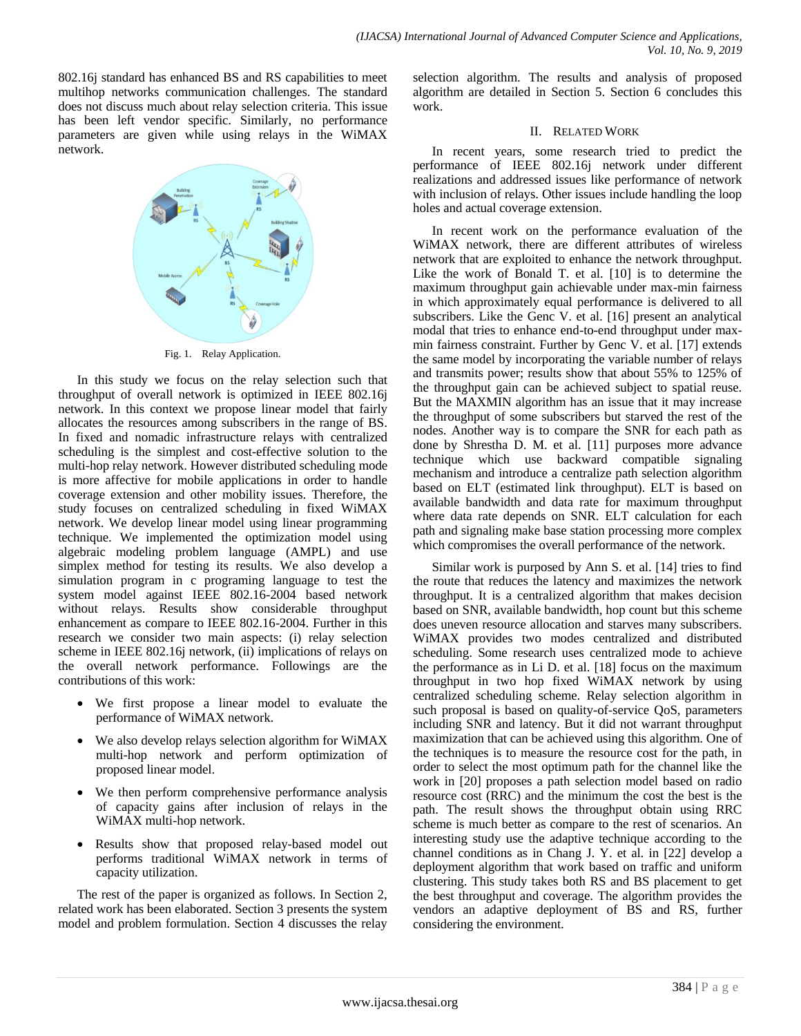802.16j standard has enhanced BS and RS capabilities to meet multihop networks communication challenges. The standard does not discuss much about relay selection criteria. This issue has been left vendor specific. Similarly, no performance parameters are given while using relays in the WiMAX network.

Fig. 1. Relay Application.

In this study we focus on the relay selection such that throughput of overall network is optimized in IEEE 802.16j network. In this context we propose linear model that fairly allocates the resources among subscribers in the range of BS. In fixed and nomadic infrastructure relays with centralized scheduling is the simplest and cost-effective solution to the multi-hop relay network. However distributed scheduling mode is more affective for mobile applications in order to handle coverage extension and other mobility issues. Therefore, the study focuses on centralized scheduling in fixed WiMAX network. We develop linear model using linear programming technique. We implemented the optimization model using algebraic modeling problem language (AMPL) and use simplex method for testing its results. We also develop a simulation program in c programing language to test the system model against IEEE 802.16-2004 based network without relays. Results show considerable throughput enhancement as compare to IEEE 802.16-2004. Further in this research we consider two main aspects: (i) relay selection scheme in IEEE 802.16j network, (ii) implications of relays on the overall network performance. Followings are the contributions of this work:

- We first propose a linear model to evaluate the performance of WiMAX network.
- We also develop relays selection algorithm for WiMAX multi-hop network and perform optimization of proposed linear model.
- We then perform comprehensive performance analysis of capacity gains after inclusion of relays in the WiMAX multi-hop network.
- Results show that proposed relay-based model out performs traditional WiMAX network in terms of capacity utilization.

The rest of the paper is organized as follows. In Section 2, related work has been elaborated. Section 3 presents the system model and problem formulation. Section 4 discusses the relay selection algorithm. The results and analysis of proposed algorithm are detailed in Section 5. Section 6 concludes this work.

## II. Related Work

In recent years, some research tried to predict the performance of IEEE 802.16j network under different realizations and addressed issues like performance of network with inclusion of relays. Other issues include handling the loop holes and actual coverage extension.

In recent work on the performance evaluation of the WiMAX network, there are different attributes of wireless network that are exploited to enhance the network throughput. Like the work of Bonald T. et al. [10] is to determine the maximum throughput gain achievable under max-min fairness in which approximately equal performance is delivered to all subscribers. Like the Genc V. et al. [16] present an analytical modal that tries to enhance end-to-end throughput under max-min fairness constraint. Further by Genc V. et al. [17] extends the same model by incorporating the variable number of relays and transmits power; results show that about 55% to 125% of the throughput gain can be achieved subject to spatial reuse. But the MAXMIN algorithm has an issue that it may increase the throughput of some subscribers but starved the rest of the nodes. Another way is to compare the SNR for each path as done by Shrestha D. M. et al. [11] purposes more advance technique which use backward compatible signaling mechanism and introduce a centralize path selection algorithm based on ELT (estimated link throughput). ELT is based on available bandwidth and data rate for maximum throughput where data rate depends on SNR. ELT calculation for each path and signaling make base station processing more complex which compromises the overall performance of the network.

Similar work is purposed by Ann S. et al. [14] tries to find the route that reduces the latency and maximizes the network throughput. It is a centralized algorithm that makes decision based on SNR, available bandwidth, hop count but this scheme does uneven resource allocation and starves many subscribers. WiMAX provides two modes centralized and distributed scheduling. Some research uses centralized mode to achieve the performance as in Li D. et al. [18] focus on the maximum throughput in two hop fixed WiMAX network by using centralized scheduling scheme. Relay selection algorithm in such proposal is based on quality-of-service QoS, parameters including SNR and latency. But it did not warrant throughput maximization that can be achieved using this algorithm. One of the techniques is to measure the resource cost for the path, in order to select the most optimum path for the channel like the work in [20] proposes a path selection model based on radio resource cost (RRC) and the minimum the cost the best is the path. The result shows the throughput obtain using RRC scheme is much better as compare to the rest of scenarios. An interesting study use the adaptive technique according to the channel conditions as in Chang J. Y. et al. in [22] develop a deployment algorithm that work based on traffic and uniform clustering. This study takes both RS and BS placement to get the best throughput and coverage. The algorithm provides the vendors an adaptive deployment of BS and RS, further considering the environment.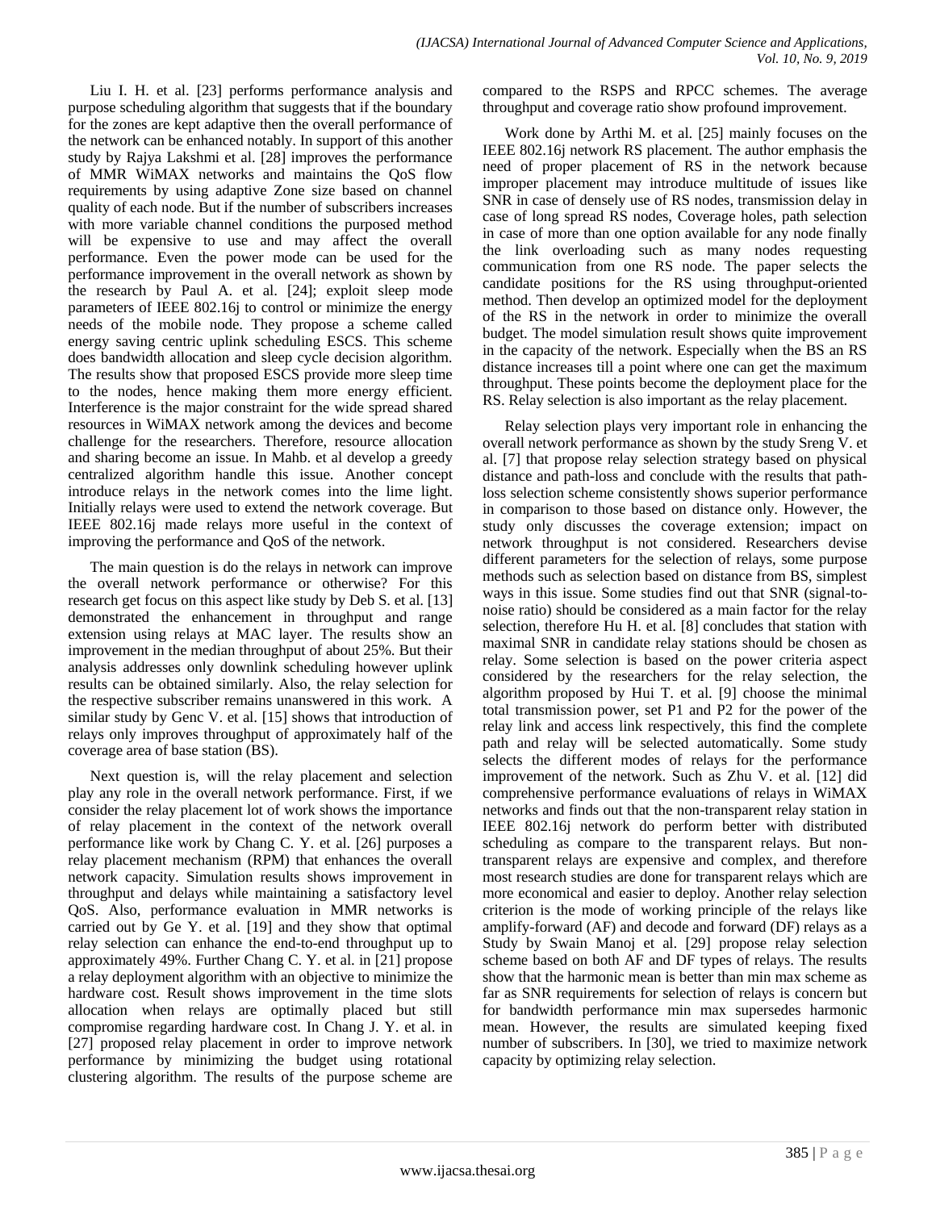Liu I. H. et al. [23] performs performance analysis and purpose scheduling algorithm that suggests that if the boundary for the zones are kept adaptive then the overall performance of the network can be enhanced notably. In support of this another study by Rajya Lakshmi et al. [28] improves the performance of MMR WiMAX networks and maintains the QoS flow requirements by using adaptive Zone size based on channel quality of each node. But if the number of subscribers increases with more variable channel conditions the purposed method will be expensive to use and may affect the overall performance. Even the power mode can be used for the performance improvement in the overall network as shown by the research by Paul A. et al. [24]; exploit sleep mode parameters of IEEE 802.16j to control or minimize the energy needs of the mobile node. They propose a scheme called energy saving centric uplink scheduling ESCS. This scheme does bandwidth allocation and sleep cycle decision algorithm. The results show that proposed ESCS provide more sleep time to the nodes, hence making them more energy efficient. Interference is the major constraint for the wide spread shared resources in WiMAX network among the devices and become challenge for the researchers. Therefore, resource allocation and sharing become an issue. In Mahb. et al develop a greedy centralized algorithm handle this issue. Another concept introduce relays in the network comes into the lime light. Initially relays were used to extend the network coverage. But IEEE 802.16j made relays more useful in the context of improving the performance and QoS of the network.

The main question is do the relays in network can improve the overall network performance or otherwise? For this research get focus on this aspect like study by Deb S. et al. [13] demonstrated the enhancement in throughput and range extension using relays at MAC layer. The results show an improvement in the median throughput of about 25%. But their analysis addresses only downlink scheduling however uplink results can be obtained similarly. Also, the relay selection for the respective subscriber remains unanswered in this work. A similar study by Genc V. et al. [15] shows that introduction of relays only improves throughput of approximately half of the coverage area of base station (BS).

Next question is, will the relay placement and selection play any role in the overall network performance. First, if we consider the relay placement lot of work shows the importance of relay placement in the context of the network overall performance like work by Chang C. Y. et al. [26] purposes a relay placement mechanism (RPM) that enhances the overall network capacity. Simulation results shows improvement in throughput and delays while maintaining a satisfactory level QoS. Also, performance evaluation in MMR networks is carried out by Ge Y. et al. [19] and they show that optimal relay selection can enhance the end-to-end throughput up to approximately 49%. Further Chang C. Y. et al. in [21] propose a relay deployment algorithm with an objective to minimize the hardware cost. Result shows improvement in the time slots allocation when relays are optimally placed but still compromise regarding hardware cost. In Chang J. Y. et al. in [27] proposed relay placement in order to improve network performance by minimizing the budget using rotational clustering algorithm. The results of the purpose scheme are compared to the RSPS and RPCC schemes. The average throughput and coverage ratio show profound improvement.

Work done by Arthi M. et al. [25] mainly focuses on the IEEE 802.16j network RS placement. The author emphasis the need of proper placement of RS in the network because improper placement may introduce multitude of issues like SNR in case of densely use of RS nodes, transmission delay in case of long spread RS nodes, Coverage holes, path selection in case of more than one option available for any node finally the link overloading such as many nodes requesting communication from one RS node. The paper selects the candidate positions for the RS using throughput-oriented method. Then develop an optimized model for the deployment of the RS in the network in order to minimize the overall budget. The model simulation result shows quite improvement in the capacity of the network. Especially when the BS an RS distance increases till a point where one can get the maximum throughput. These points become the deployment place for the RS. Relay selection is also important as the relay placement.

Relay selection plays very important role in enhancing the overall network performance as shown by the study Sreng V. et al. [7] that propose relay selection strategy based on physical distance and path-loss and conclude with the results that path-loss selection scheme consistently shows superior performance in comparison to those based on distance only. However, the study only discusses the coverage extension; impact on network throughput is not considered. Researchers devise different parameters for the selection of relays, some purpose methods such as selection based on distance from BS, simplest ways in this issue. Some studies find out that SNR (signal-to-noise ratio) should be considered as a main factor for the relay selection, therefore Hu H. et al. [8] concludes that station with maximal SNR in candidate relay stations should be chosen as relay. Some selection is based on the power criteria aspect considered by the researchers for the relay selection, the algorithm proposed by Hui T. et al. [9] choose the minimal total transmission power, set P1 and P2 for the power of the relay link and access link respectively, this find the complete path and relay will be selected automatically. Some study selects the different modes of relays for the performance improvement of the network. Such as Zhu V. et al. [12] did comprehensive performance evaluations of relays in WiMAX networks and finds out that the non-transparent relay station in IEEE 802.16j network do perform better with distributed scheduling as compare to the transparent relays. But non-transparent relays are expensive and complex, and therefore most research studies are done for transparent relays which are more economical and easier to deploy. Another relay selection criterion is the mode of working principle of the relays like amplify-forward (AF) and decode and forward (DF) relays as a Study by Swain Manoj et al. [29] propose relay selection scheme based on both AF and DF types of relays. The results show that the harmonic mean is better than min max scheme as far as SNR requirements for selection of relays is concern but for bandwidth performance min max supersedes harmonic mean. However, the results are simulated keeping fixed number of subscribers. In [30], we tried to maximize network capacity by optimizing relay selection.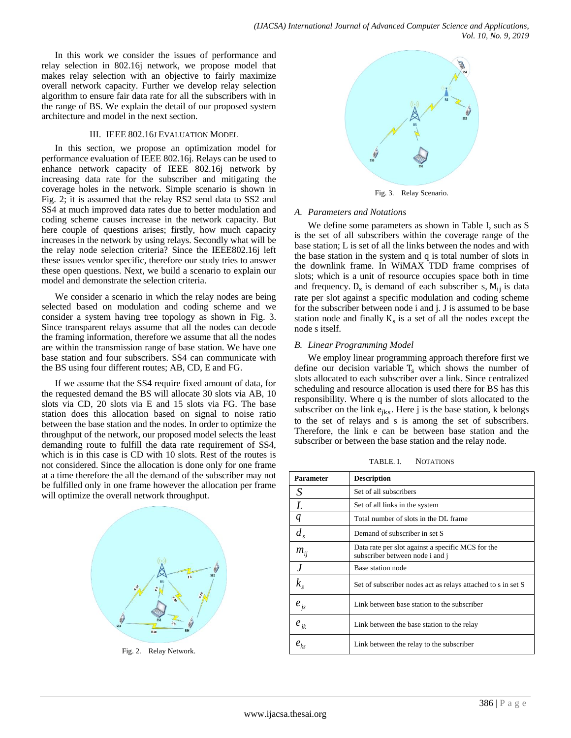In this work we consider the issues of performance and relay selection in 802.16j network, we propose model that makes relay selection with an objective to fairly maximize overall network capacity. Further we develop relay selection algorithm to ensure fair data rate for all the subscribers with in the range of BS. We explain the detail of our proposed system architecture and model in the next section.

## III. IEEE 802.16J Evaluation Model

In this section, we propose an optimization model for performance evaluation of IEEE 802.16j. Relays can be used to enhance network capacity of IEEE 802.16j network by increasing data rate for the subscriber and mitigating the coverage holes in the network. Simple scenario is shown in Fig. 2; it is assumed that the relay RS2 send data to SS2 and SS4 at much improved data rates due to better modulation and coding scheme causes increase in the network capacity. But here couple of questions arises; firstly, how much capacity increases in the network by using relays. Secondly what will be the relay node selection criteria? Since the IEEE802.16j left these issues vendor specific, therefore our study tries to answer these open questions. Next, we build a scenario to explain our model and demonstrate the selection criteria.

We consider a scenario in which the relay nodes are being selected based on modulation and coding scheme and we consider a system having tree topology as shown in Fig. 3. Since transparent relays assume that all the nodes can decode the framing information, therefore we assume that all the nodes are within the transmission range of base station. We have one base station and four subscribers. SS4 can communicate with the BS using four different routes; AB, CD, E and FG.

If we assume that the SS4 require fixed amount of data, for the requested demand the BS will allocate 30 slots via AB, 10 slots via CD, 20 slots via E and 15 slots via FG. The base station does this allocation based on signal to noise ratio between the base station and the nodes. In order to optimize the throughput of the network, our proposed model selects the least demanding route to fulfill the data rate requirement of SS4, which is in this case is CD with 10 slots. Rest of the routes is not considered. Since the allocation is done only for one frame at a time therefore the all the demand of the subscriber may not be fulfilled only in one frame however the allocation per frame will optimize the overall network throughput.

Fig. 2. Relay Network.

Fig. 3. Relay Scenario.

### A. Parameters and Notations

We define some parameters as shown in Table I, such as S is the set of all subscribers within the coverage range of the base station; L is set of all the links between the nodes and with the base station in the system and q is total number of slots in the downlink frame. In WiMAX TDD frame comprises of slots; which is a unit of resource occupies space both in time and frequency. $D_s$ is demand of each subscriber s, $M_{ij}$ is data rate per slot against a specific modulation and coding scheme for the subscriber between node i and j. J is assumed to be base station node and finally $K_s$ is a set of all the nodes except the node s itself.

### B. Linear Programming Model

We employ linear programming approach therefore first we define our decision variable $T_s$ which shows the number of slots allocated to each subscriber over a link. Since centralized scheduling and resource allocation is used there for BS has this responsibility. Where q is the number of slots allocated to the subscriber on the link $e_{jks}$. Here j is the base station, k belongs to the set of relays and s is among the set of subscribers. Therefore, the link e can be between base station and the subscriber or between the base station and the relay node.

TABLE. I. NOTATIONS

| Parameter | Description |
|---|---|
| $S$ | Set of all subscribers |
| $L$ | Set of all links in the system |
| $q$ | Total number of slots in the DL frame |
| $d_s$ | Demand of subscriber in set S |
| $m_{ij}$ | Data rate per slot against a specific MCS for the subscriber between node i and j |
| $J$ | Base station node |
| $k_s$ | Set of subscriber nodes act as relays attached to s in set S |
| $e_{js}$ | Link between base station to the subscriber |
| $e_{jk}$ | Link between the base station to the relay |
| $e_{ks}$ | Link between the relay to the subscriber |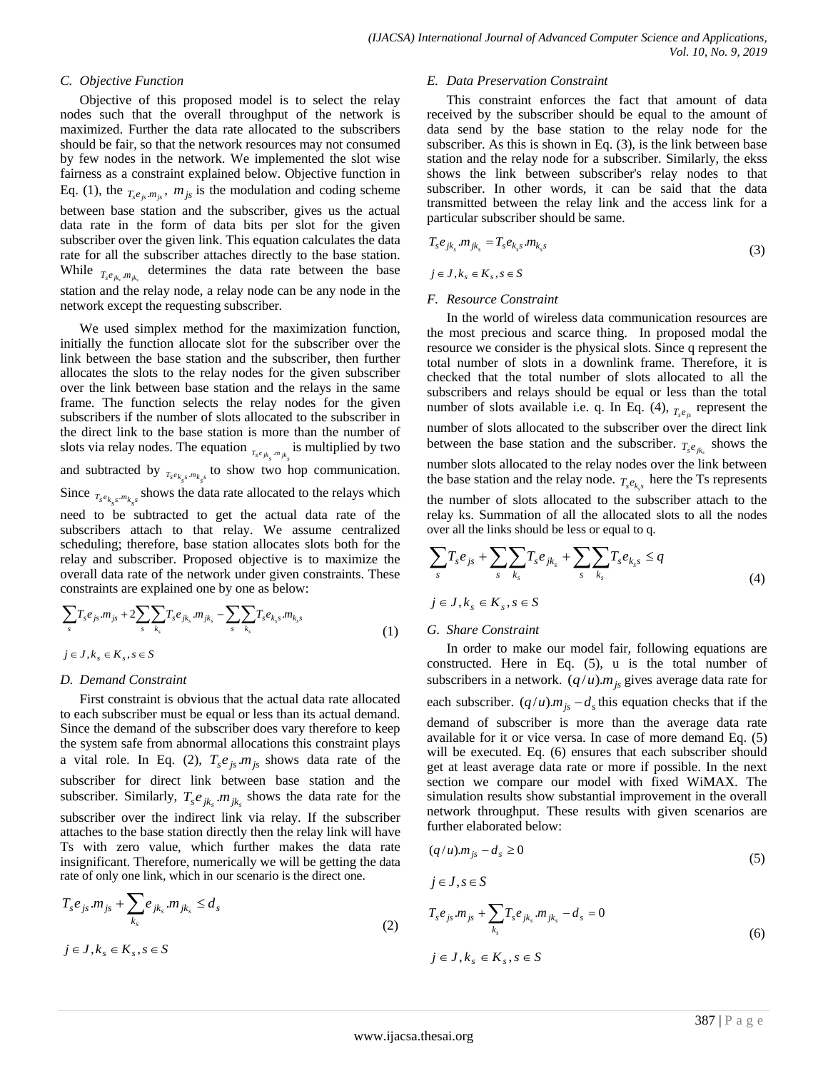### C. Objective Function

Objective of this proposed model is to select the relay nodes such that the overall throughput of the network is maximized. Further the data rate allocated to the subscribers should be fair, so that the network resources may not consumed by few nodes in the network. We implemented the slot wise fairness as a constraint explained below. Objective function in Eq. (1), the $T_s e_{js}.m_{js}$, $m_{js}$ is the modulation and coding scheme between base station and the subscriber, gives us the actual data rate in the form of data bits per slot for the given subscriber over the given link. This equation calculates the data rate for all the subscriber attaches directly to the base station. While $T_s e_{jk_s}.m_{jk_s}$ determines the data rate between the base station and the relay node, a relay node can be any node in the network except the requesting subscriber.

We used simplex method for the maximization function, initially the function allocate slot for the subscriber over the link between the base station and the subscriber, then further allocates the slots to the relay nodes for the given subscriber over the link between base station and the relays in the same frame. The function selects the relay nodes for the given subscribers if the number of slots allocated to the subscriber in the direct link to the base station is more than the number of slots via relay nodes. The equation $T_s e_{jk_s}.m_{jk_s}$ is multiplied by two and subtracted by $T_s e_{k_s s}.m_{k_s s}$ to show two hop communication. Since $T_s e_{k_s s}.m_{k_s s}$ shows the data rate allocated to the relays which need to be subtracted to get the actual data rate of the subscribers attach to that relay. We assume centralized scheduling; therefore, base station allocates slots both for the relay and subscriber. Proposed objective is to maximize the overall data rate of the network under given constraints. These constraints are explained one by one as below:

$$\sum_{s} T_s e_{js}.m_{js} + 2\sum_{s}\sum_{k_s} T_s e_{jk_s}.m_{jk_s} - \sum_{s}\sum_{k_s} T_s e_{k_s s}.m_{k_s s} \tag{1}$$

$$j \in J, k_s \in K_s, s \in S$$

### D. Demand Constraint

First constraint is obvious that the actual data rate allocated to each subscriber must be equal or less than its actual demand. Since the demand of the subscriber does vary therefore to keep the system safe from abnormal allocations this constraint plays a vital role. In Eq. (2), $T_s e_{js}.m_{js}$ shows data rate of the subscriber for direct link between base station and the subscriber. Similarly, $T_s e_{jk_s}.m_{jk_s}$ shows the data rate for the subscriber over the indirect link via relay. If the subscriber attaches to the base station directly then the relay link will have Ts with zero value, which further makes the data rate insignificant. Therefore, numerically we will be getting the data rate of only one link, which in our scenario is the direct one.

$$T_s e_{js}.m_{js} + \sum_{k_s} e_{jk_s}.m_{jk_s} \le d_s \tag{2}$$

$$j \in J, k_s \in K_s, s \in S$$

### E. Data Preservation Constraint

This constraint enforces the fact that amount of data received by the subscriber should be equal to the amount of data send by the base station to the relay node for the subscriber. As this is shown in Eq. (3), is the link between base station and the relay node for a subscriber. Similarly, the ekss shows the link between subscriber's relay nodes to that subscriber. In other words, it can be said that the data transmitted between the relay link and the access link for a particular subscriber should be same.

$$T_s e_{jk_s}.m_{jk_s} = T_s e_{k_s s}.m_{k_s s} \tag{3}$$

$$j \in J, k_s \in K_s, s \in S$$

### F. Resource Constraint

In the world of wireless data communication resources are the most precious and scarce thing. In proposed modal the resource we consider is the physical slots. Since q represent the total number of slots in a downlink frame. Therefore, it is checked that the total number of slots allocated to all the subscribers and relays should be equal or less than the total number of slots available i.e. q. In Eq. (4), $T_s e_{js}$ represent the number of slots allocated to the subscriber over the direct link between the base station and the subscriber. $T_s e_{jk_s}$ shows the number slots allocated to the relay nodes over the link between the base station and the relay node. $T_s e_{k_s s}$ here the Ts represents the number of slots allocated to the subscriber attach to the relay ks. Summation of all the allocated slots to all the nodes over all the links should be less or equal to q.

$$\sum_{s} T_s e_{js} + \sum_{s}\sum_{k_s} T_s e_{jk_s} + \sum_{s}\sum_{k_s} T_s e_{k_s s} \le q \tag{4}$$

$$j \in J, k_s \in K_s, s \in S$$

### G. Share Constraint

In order to make our model fair, following equations are constructed. Here in Eq. (5), u is the total number of subscribers in a network. $(q/u).m_{js}$ gives average data rate for each subscriber. $(q/u).m_{js} - d_s$ this equation checks that if the demand of subscriber is more than the average data rate available for it or vice versa. In case of more demand Eq. (5) will be executed. Eq. (6) ensures that each subscriber should get at least average data rate or more if possible. In the next section we compare our model with fixed WiMAX. The simulation results show substantial improvement in the overall network throughput. These results with given scenarios are further elaborated below:

$$(q/u).m_{js} - d_s \ge 0 \tag{5}$$

$$j \in J, s \in S$$

$$T_s e_{js}.m_{js} + \sum_{k_s} T_s e_{jk_s}.m_{jk_s} - d_s = 0 \tag{6}$$

$$j \in J, k_s \in K_s, s \in S$$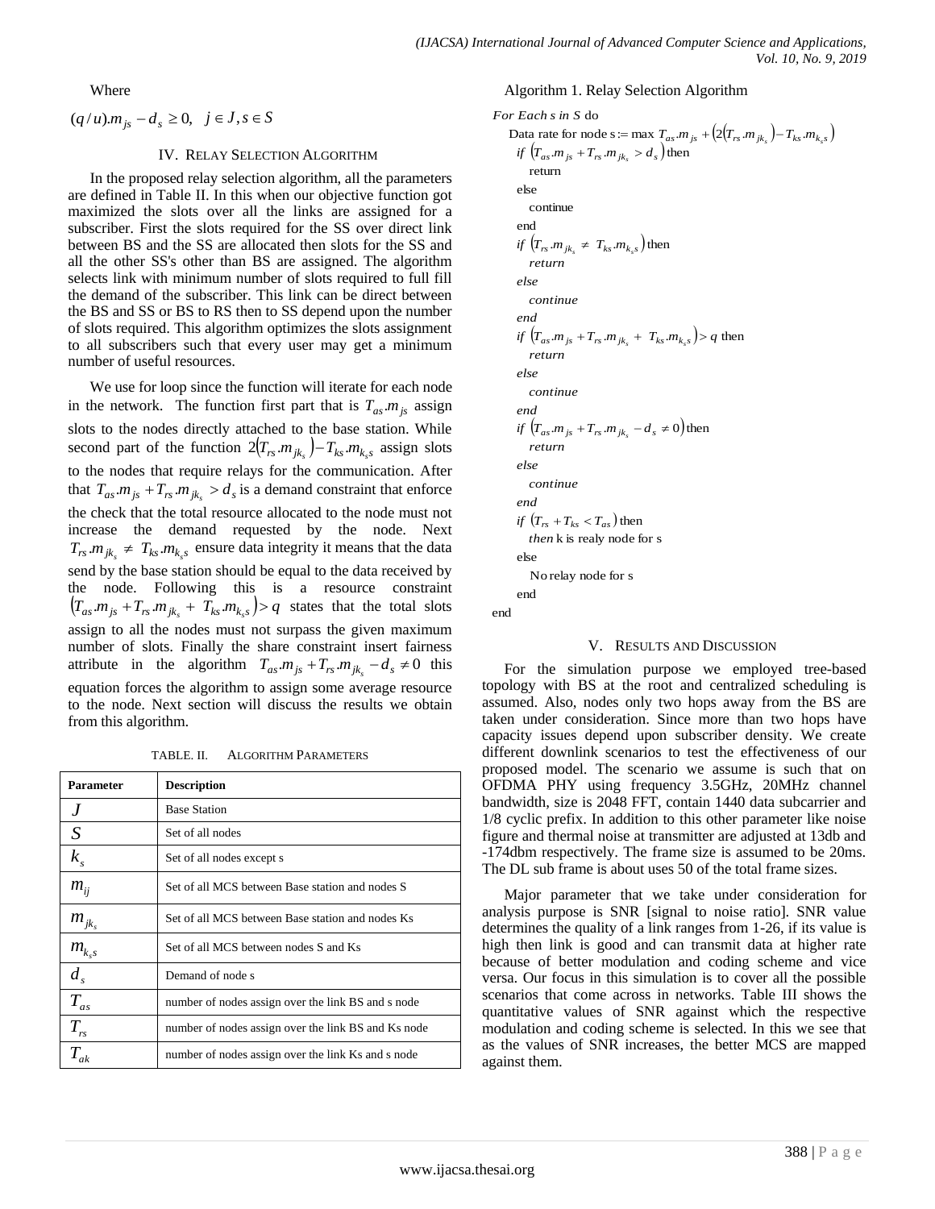Where

$$(q/u).m_{js} - d_s \geq 0, \quad j \in J, s \in S$$

## IV. Relay Selection Algorithm

In the proposed relay selection algorithm, all the parameters are defined in Table II. In this when our objective function got maximized the slots over all the links are assigned for a subscriber. First the slots required for the SS over direct link between BS and the SS are allocated then slots for the SS and all the other SS's other than BS are assigned. The algorithm selects link with minimum number of slots required to full fill the demand of the subscriber. This link can be direct between the BS and SS or BS to RS then to SS depend upon the number of slots required. This algorithm optimizes the slots assignment to all subscribers such that every user may get a minimum number of useful resources.

We use for loop since the function will iterate for each node in the network. The function first part that is $T_{as}.m_{js}$ assign slots to the nodes directly attached to the base station. While second part of the function $2(T_{rs}.m_{jk_s}) - T_{ks}.m_{k_s s}$ assign slots to the nodes that require relays for the communication. After that $T_{as}.m_{js} + T_{rs}.m_{jk_s} > d_s$ is a demand constraint that enforce the check that the total resource allocated to the node must not increase the demand requested by the node. Next $T_{rs}.m_{jk_s} \neq T_{ks}.m_{k_s s}$ ensure data integrity it means that the data send by the base station should be equal to the data received by the node. Following this is a resource constraint $(T_{as}.m_{js} + T_{rs}.m_{jk_s} + T_{ks}.m_{k_s s}) > q$ states that the total slots assign to all the nodes must not surpass the given maximum number of slots. Finally the share constraint insert fairness attribute in the algorithm $T_{as}.m_{js} + T_{rs}.m_{jk_s} - d_s \neq 0$ this equation forces the algorithm to assign some average resource to the node. Next section will discuss the results we obtain from this algorithm.

TABLE. II. Algorithm Parameters

| Parameter | Description |
|---|---|
| $J$ | Base Station |
| $S$ | Set of all nodes |
| $k_s$ | Set of all nodes except s |
| $m_{ij}$ | Set of all MCS between Base station and nodes S |
| $m_{jk_s}$ | Set of all MCS between Base station and nodes Ks |
| $m_{k_s s}$ | Set of all MCS between nodes S and Ks |
| $d_s$ | Demand of node s |
| $T_{as}$ | number of nodes assign over the link BS and s node |
| $T_{rs}$ | number of nodes assign over the link BS and Ks node |
| $T_{ak}$ | number of nodes assign over the link Ks and s node |

Algorithm 1. Relay Selection Algorithm

```
For Each s in S do
    Data rate for node s := max T_as.m_js + (2(T_rs.m_jk_s) - T_ks.m_k_s s)
    if (T_as.m_js + T_rs.m_jk_s > d_s) then
        return
    else
        continue
    end
    if (T_rs.m_jk_s ≠ T_ks.m_k_s s) then
        return
    else
        continue
    end
    if (T_as.m_js + T_rs.m_jk_s + T_ks.m_k_s s) > q then
        return
    else
        continue
    end
    if (T_as.m_js + T_rs.m_jk_s - d_s ≠ 0) then
        return
    else
        continue
    end
    if (T_rs + T_ks < T_as) then
        then k is realy node for s
    else
        No relay node for s
    end
end
```

## V. Results and Discussion

For the simulation purpose we employed tree-based topology with BS at the root and centralized scheduling is assumed. Also, nodes only two hops away from the BS are taken under consideration. Since more than two hops have capacity issues depend upon subscriber density. We create different downlink scenarios to test the effectiveness of our proposed model. The scenario we assume is such that on OFDMA PHY using frequency 3.5GHz, 20MHz channel bandwidth, size is 2048 FFT, contain 1440 data subcarrier and 1/8 cyclic prefix. In addition to this other parameter like noise figure and thermal noise at transmitter are adjusted at 13db and -174dbm respectively. The frame size is assumed to be 20ms. The DL sub frame is about uses 50 of the total frame sizes.

Major parameter that we take under consideration for analysis purpose is SNR [signal to noise ratio]. SNR value determines the quality of a link ranges from 1-26, if its value is high then link is good and can transmit data at higher rate because of better modulation and coding scheme and vice versa. Our focus in this simulation is to cover all the possible scenarios that come across in networks. Table III shows the quantitative values of SNR against which the respective modulation and coding scheme is selected. In this we see that as the values of SNR increases, the better MCS are mapped against them.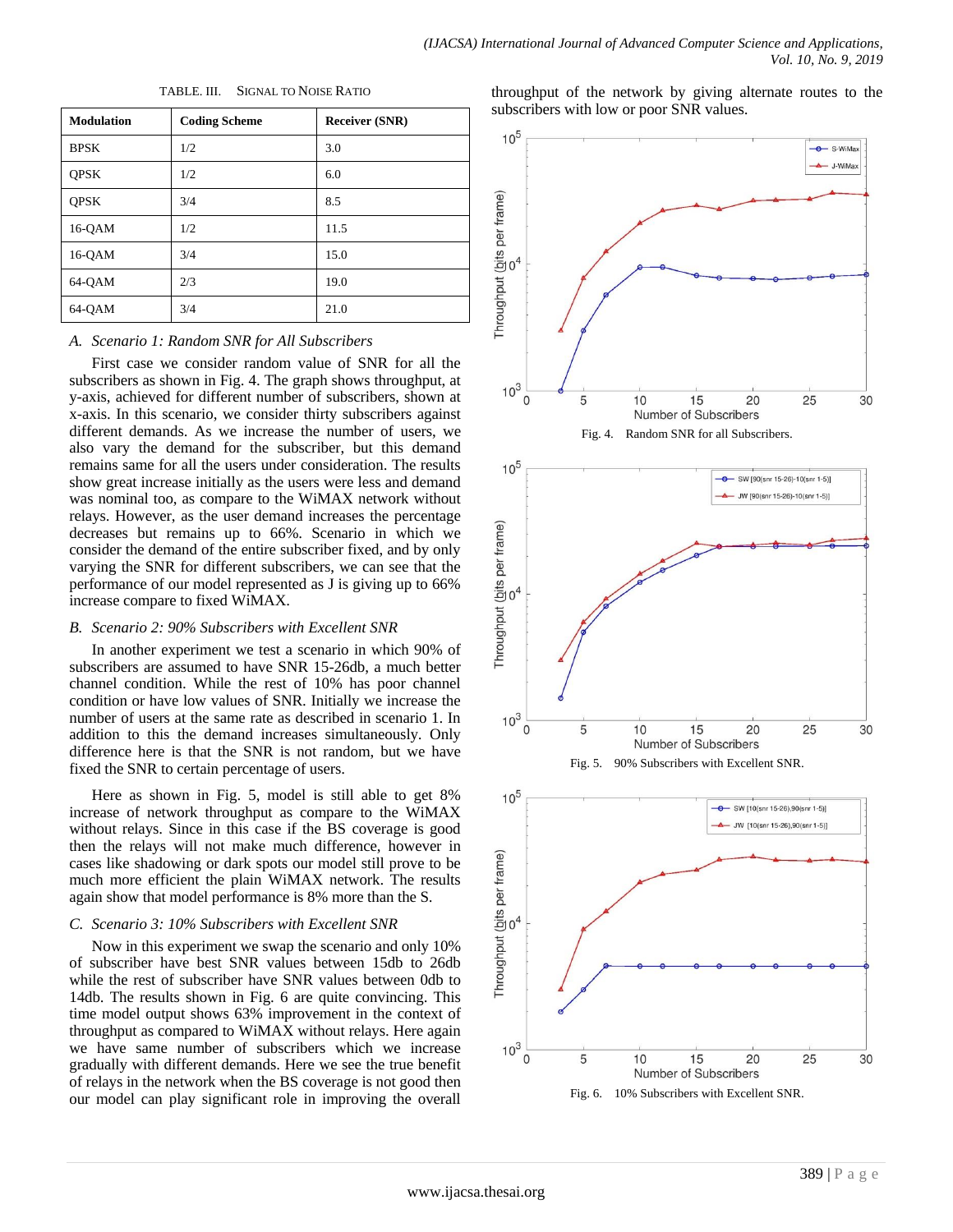TABLE. III. SIGNAL TO NOISE RATIO

| Modulation | Coding Scheme | Receiver (SNR) |
|---|---|---|
| BPSK | 1/2 | 3.0 |
| QPSK | 1/2 | 6.0 |
| QPSK | 3/4 | 8.5 |
| 16-QAM | 1/2 | 11.5 |
| 16-QAM | 3/4 | 15.0 |
| 64-QAM | 2/3 | 19.0 |
| 64-QAM | 3/4 | 21.0 |

### A. Scenario 1: Random SNR for All Subscribers

First case we consider random value of SNR for all the subscribers as shown in Fig. 4. The graph shows throughput, at y-axis, achieved for different number of subscribers, shown at x-axis. In this scenario, we consider thirty subscribers against different demands. As we increase the number of users, we also vary the demand for the subscriber, but this demand remains same for all the users under consideration. The results show great increase initially as the users were less and demand was nominal too, as compare to the WiMAX network without relays. However, as the user demand increases the percentage decreases but remains up to 66%. Scenario in which we consider the demand of the entire subscriber fixed, and by only varying the SNR for different subscribers, we can see that the performance of our model represented as J is giving up to 66% increase compare to fixed WiMAX.

### B. Scenario 2: 90% Subscribers with Excellent SNR

In another experiment we test a scenario in which 90% of subscribers are assumed to have SNR 15-26db, a much better channel condition. While the rest of 10% has poor channel condition or have low values of SNR. Initially we increase the number of users at the same rate as described in scenario 1. In addition to this the demand increases simultaneously. Only difference here is that the SNR is not random, but we have fixed the SNR to certain percentage of users.

Here as shown in Fig. 5, model is still able to get 8% increase of network throughput as compare to the WiMAX without relays. Since in this case if the BS coverage is good then the relays will not make much difference, however in cases like shadowing or dark spots our model still prove to be much more efficient the plain WiMAX network. The results again show that model performance is 8% more than the S.

### C. Scenario 3: 10% Subscribers with Excellent SNR

Now in this experiment we swap the scenario and only 10% of subscriber have best SNR values between 15db to 26db while the rest of subscriber have SNR values between 0db to 14db. The results shown in Fig. 6 are quite convincing. This time model output shows 63% improvement in the context of throughput as compared to WiMAX without relays. Here again we have same number of subscribers which we increase gradually with different demands. Here we see the true benefit of relays in the network when the BS coverage is not good then our model can play significant role in improving the overall throughput of the network by giving alternate routes to the subscribers with low or poor SNR values.

Fig. 4. Random SNR for all Subscribers.

Fig. 5. 90% Subscribers with Excellent SNR.

Fig. 6. 10% Subscribers with Excellent SNR.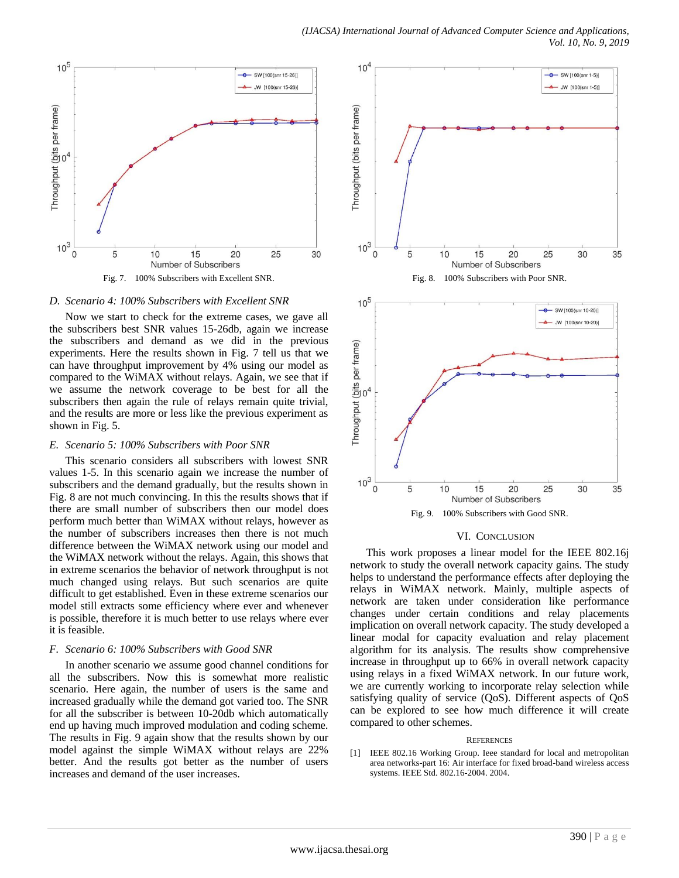Fig. 7. 100% Subscribers with Excellent SNR.

Fig. 8. 100% Subscribers with Poor SNR.

### D. Scenario 4: 100% Subscribers with Excellent SNR

Now we start to check for the extreme cases, we gave all the subscribers best SNR values 15-26db, again we increase the subscribers and demand as we did in the previous experiments. Here the results shown in Fig. 7 tell us that we can have throughput improvement by 4% using our model as compared to the WiMAX without relays. Again, we see that if we assume the network coverage to be best for all the subscribers then again the rule of relays remain quite trivial, and the results are more or less like the previous experiment as shown in Fig. 5.

### E. Scenario 5: 100% Subscribers with Poor SNR

This scenario considers all subscribers with lowest SNR values 1-5. In this scenario again we increase the number of subscribers and the demand gradually, but the results shown in Fig. 8 are not much convincing. In this the results shows that if there are small number of subscribers then our model does perform much better than WiMAX without relays, however as the number of subscribers increases then there is not much difference between the WiMAX network using our model and the WiMAX network without the relays. Again, this shows that in extreme scenarios the behavior of network throughput is not much changed using relays. But such scenarios are quite difficult to get established. Even in these extreme scenarios our model still extracts some efficiency where ever and whenever is possible, therefore it is much better to use relays where ever it is feasible.

### F. Scenario 6: 100% Subscribers with Good SNR

In another scenario we assume good channel conditions for all the subscribers. Now this is somewhat more realistic scenario. Here again, the number of users is the same and increased gradually while the demand got varied too. The SNR for all the subscriber is between 10-20db which automatically end up having much improved modulation and coding scheme. The results in Fig. 9 again show that the results shown by our model against the simple WiMAX without relays are 22% better. And the results got better as the number of users increases and demand of the user increases.

Fig. 9. 100% Subscribers with Good SNR.

## VI. Conclusion

This work proposes a linear model for the IEEE 802.16j network to study the overall network capacity gains. The study helps to understand the performance effects after deploying the relays in WiMAX network. Mainly, multiple aspects of network are taken under consideration like performance changes under certain conditions and relay placements implication on overall network capacity. The study developed a linear modal for capacity evaluation and relay placement algorithm for its analysis. The results show comprehensive increase in throughput up to 66% in overall network capacity using relays in a fixed WiMAX network. In our future work, we are currently working to incorporate relay selection while satisfying quality of service (QoS). Different aspects of QoS can be explored to see how much difference it will create compared to other schemes.

## References

[1] IEEE 802.16 Working Group. Ieee standard for local and metropolitan area networks-part 16: Air interface for fixed broad-band wireless access systems. IEEE Std. 802.16-2004. 2004.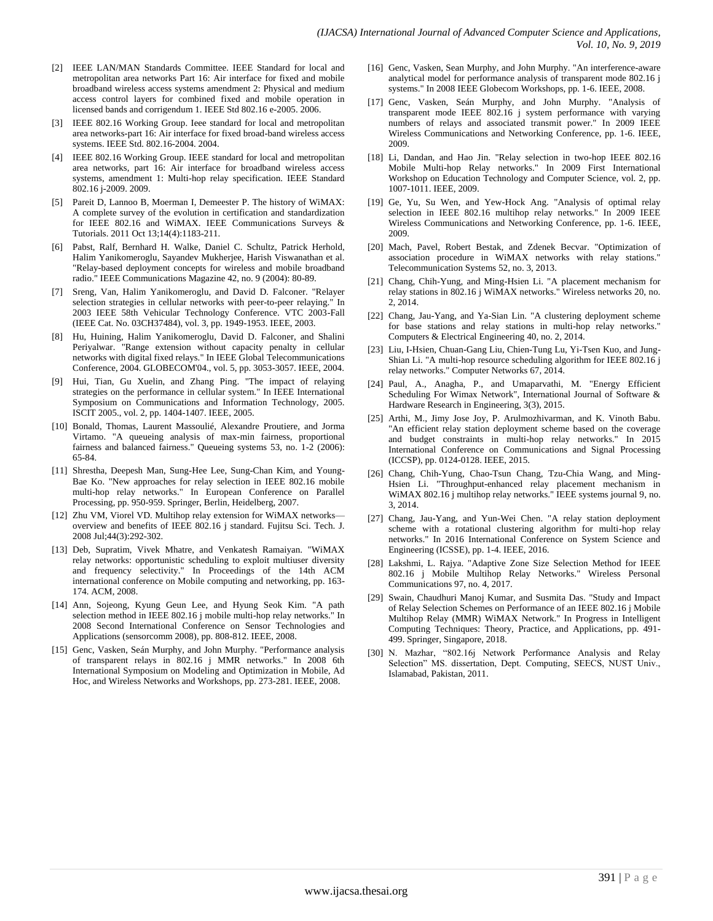[2] IEEE LAN/MAN Standards Committee. IEEE Standard for local and metropolitan area networks Part 16: Air interface for fixed and mobile broadband wireless access systems amendment 2: Physical and medium access control layers for combined fixed and mobile operation in licensed bands and corrigendum 1. IEEE Std 802.16 e-2005. 2006.

[3] IEEE 802.16 Working Group. Ieee standard for local and metropolitan area networks-part 16: Air interface for fixed broad-band wireless access systems. IEEE Std. 802.16-2004. 2004.

[4] IEEE 802.16 Working Group. IEEE standard for local and metropolitan area networks, part 16: Air interface for broadband wireless access systems, amendment 1: Multi-hop relay specification. IEEE Standard 802.16 j-2009. 2009.

[5] Pareit D, Lannoo B, Moerman I, Demeester P. The history of WiMAX: A complete survey of the evolution in certification and standardization for IEEE 802.16 and WiMAX. IEEE Communications Surveys & Tutorials. 2011 Oct 13;14(4):1183-211.

[6] Pabst, Ralf, Bernhard H. Walke, Daniel C. Schultz, Patrick Herhold, Halim Yanikomeroglu, Sayandev Mukherjee, Harish Viswanathan et al. "Relay-based deployment concepts for wireless and mobile broadband radio." IEEE Communications Magazine 42, no. 9 (2004): 80-89.

[7] Sreng, Van, Halim Yanikomeroglu, and David D. Falconer. "Relayer selection strategies in cellular networks with peer-to-peer relaying." In 2003 IEEE 58th Vehicular Technology Conference. VTC 2003-Fall (IEEE Cat. No. 03CH37484), vol. 3, pp. 1949-1953. IEEE, 2003.

[8] Hu, Huining, Halim Yanikomeroglu, David D. Falconer, and Shalini Periyalwar. "Range extension without capacity penalty in cellular networks with digital fixed relays." In IEEE Global Telecommunications Conference, 2004. GLOBECOM'04., vol. 5, pp. 3053-3057. IEEE, 2004.

[9] Hui, Tian, Gu Xuelin, and Zhang Ping. "The impact of relaying strategies on the performance in cellular system." In IEEE International Symposium on Communications and Information Technology, 2005. ISCIT 2005., vol. 2, pp. 1404-1407. IEEE, 2005.

[10] Bonald, Thomas, Laurent Massoulié, Alexandre Proutiere, and Jorma Virtamo. "A queueing analysis of max-min fairness, proportional fairness and balanced fairness." Queueing systems 53, no. 1-2 (2006): 65-84.

[11] Shrestha, Deepesh Man, Sung-Hee Lee, Sung-Chan Kim, and Young-Bae Ko. "New approaches for relay selection in IEEE 802.16 mobile multi-hop relay networks." In European Conference on Parallel Processing, pp. 950-959. Springer, Berlin, Heidelberg, 2007.

[12] Zhu VM, Viorel VD. Multihop relay extension for WiMAX networks—overview and benefits of IEEE 802.16 j standard. Fujitsu Sci. Tech. J. 2008 Jul;44(3):292-302.

[13] Deb, Supratim, Vivek Mhatre, and Venkatesh Ramaiyan. "WiMAX relay networks: opportunistic scheduling to exploit multiuser diversity and frequency selectivity." In Proceedings of the 14th ACM international conference on Mobile computing and networking, pp. 163-174. ACM, 2008.

[14] Ann, Sojeong, Kyung Geun Lee, and Hyung Seok Kim. "A path selection method in IEEE 802.16 j mobile multi-hop relay networks." In 2008 Second International Conference on Sensor Technologies and Applications (sensorcomm 2008), pp. 808-812. IEEE, 2008.

[15] Genc, Vasken, Seán Murphy, and John Murphy. "Performance analysis of transparent relays in 802.16 j MMR networks." In 2008 6th International Symposium on Modeling and Optimization in Mobile, Ad Hoc, and Wireless Networks and Workshops, pp. 273-281. IEEE, 2008.

[16] Genc, Vasken, Sean Murphy, and John Murphy. "An interference-aware analytical model for performance analysis of transparent mode 802.16 j systems." In 2008 IEEE Globecom Workshops, pp. 1-6. IEEE, 2008.

[17] Genc, Vasken, Seán Murphy, and John Murphy. "Analysis of transparent mode IEEE 802.16 j system performance with varying numbers of relays and associated transmit power." In 2009 IEEE Wireless Communications and Networking Conference, pp. 1-6. IEEE, 2009.

[18] Li, Dandan, and Hao Jin. "Relay selection in two-hop IEEE 802.16 Mobile Multi-hop Relay networks." In 2009 First International Workshop on Education Technology and Computer Science, vol. 2, pp. 1007-1011. IEEE, 2009.

[19] Ge, Yu, Su Wen, and Yew-Hock Ang. "Analysis of optimal relay selection in IEEE 802.16 multihop relay networks." In 2009 IEEE Wireless Communications and Networking Conference, pp. 1-6. IEEE, 2009.

[20] Mach, Pavel, Robert Bestak, and Zdenek Becvar. "Optimization of association procedure in WiMAX networks with relay stations." Telecommunication Systems 52, no. 3, 2013.

[21] Chang, Chih-Yung, and Ming-Hsien Li. "A placement mechanism for relay stations in 802.16 j WiMAX networks." Wireless networks 20, no. 2, 2014.

[22] Chang, Jau-Yang, and Ya-Sian Lin. "A clustering deployment scheme for base stations and relay stations in multi-hop relay networks." Computers & Electrical Engineering 40, no. 2, 2014.

[23] Liu, I-Hsien, Chuan-Gang Liu, Chien-Tung Lu, Yi-Tsen Kuo, and Jung-Shian Li. "A multi-hop resource scheduling algorithm for IEEE 802.16 j relay networks." Computer Networks 67, 2014.

[24] Paul, A., Anagha, P., and Umaparvathi, M. "Energy Efficient Scheduling For Wimax Network", International Journal of Software & Hardware Research in Engineering, 3(3), 2015.

[25] Arthi, M., Jimy Jose Joy, P. Arulmozhivarman, and K. Vinoth Babu. "An efficient relay station deployment scheme based on the coverage and budget constraints in multi-hop relay networks." In 2015 International Conference on Communications and Signal Processing (ICCSP), pp. 0124-0128. IEEE, 2015.

[26] Chang, Chih-Yung, Chao-Tsun Chang, Tzu-Chia Wang, and Ming-Hsien Li. "Throughput-enhanced relay placement mechanism in WiMAX 802.16 j multihop relay networks." IEEE systems journal 9, no. 3, 2014.

[27] Chang, Jau-Yang, and Yun-Wei Chen. "A relay station deployment scheme with a rotational clustering algorithm for multi-hop relay networks." In 2016 International Conference on System Science and Engineering (ICSSE), pp. 1-4. IEEE, 2016.

[28] Lakshmi, L. Rajya. "Adaptive Zone Size Selection Method for IEEE 802.16 j Mobile Multihop Relay Networks." Wireless Personal Communications 97, no. 4, 2017.

[29] Swain, Chaudhuri Manoj Kumar, and Susmita Das. "Study and Impact of Relay Selection Schemes on Performance of an IEEE 802.16 j Mobile Multihop Relay (MMR) WiMAX Network." In Progress in Intelligent Computing Techniques: Theory, Practice, and Applications, pp. 491-499. Springer, Singapore, 2018.

[30] N. Mazhar, "802.16j Network Performance Analysis and Relay Selection" MS. dissertation, Dept. Computing, SEECS, NUST Univ., Islamabad, Pakistan, 2011.